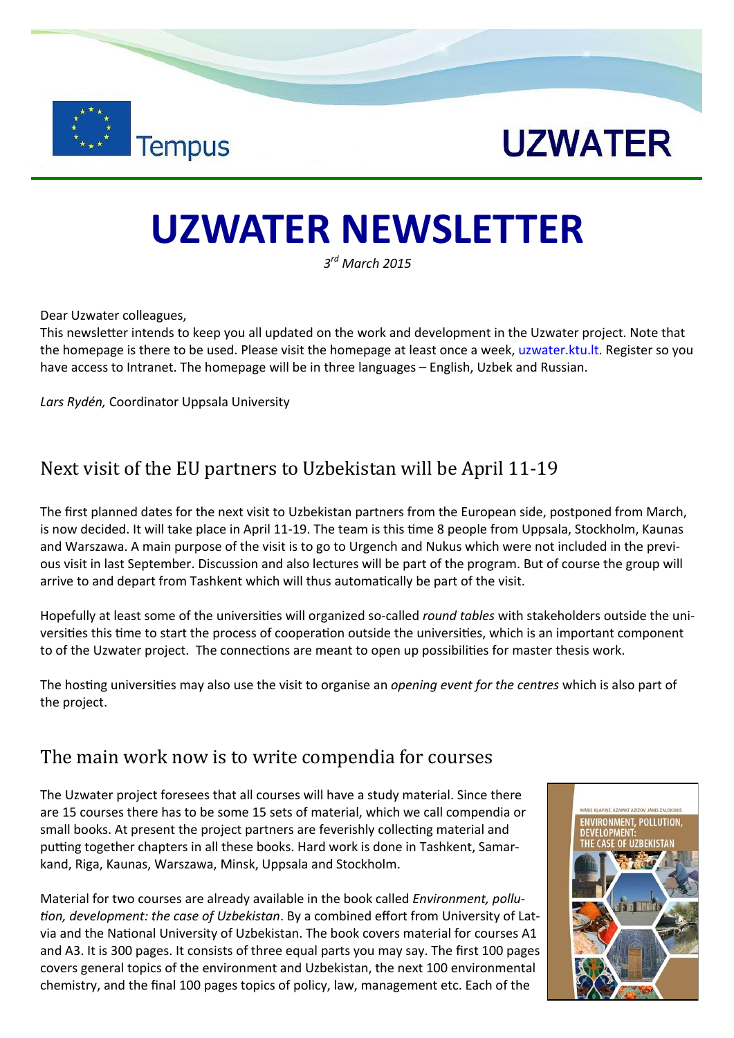Tempus

UZWATER

# UZWATER NEWSLETTER

*3rd March 2015*

Dear Uzwater colleagues,
This newsletter intends to keep you all updated on the work and development in the Uzwater project. Note that the homepage is there to be used. Please visit the homepage at least once a week, uzwater.ktu.lt. Register so you have access to Intranet. The homepage will be in three languages – English, Uzbek and Russian.

*Lars Rydén,* Coordinator Uppsala University

## Next visit of the EU partners to Uzbekistan will be April 11-19

The first planned dates for the next visit to Uzbekistan partners from the European side, postponed from March, is now decided. It will take place in April 11-19. The team is this time 8 people from Uppsala, Stockholm, Kaunas and Warszawa. A main purpose of the visit is to go to Urgench and Nukus which were not included in the previous visit in last September. Discussion and also lectures will be part of the program. But of course the group will arrive to and depart from Tashkent which will thus automatically be part of the visit.

Hopefully at least some of the universities will organized so-called *round tables* with stakeholders outside the universities this time to start the process of cooperation outside the universities, which is an important component to of the Uzwater project. The connections are meant to open up possibilities for master thesis work.

The hosting universities may also use the visit to organise an *opening event for the centres* which is also part of the project.

## The main work now is to write compendia for courses

The Uzwater project foresees that all courses will have a study material. Since there are 15 courses there has to be some 15 sets of material, which we call compendia or small books. At present the project partners are feverishly collecting material and putting together chapters in all these books. Hard work is done in Tashkent, Samarkand, Riga, Kaunas, Warszawa, Minsk, Uppsala and Stockholm.

Material for two courses are already available in the book called *Environment, pollution, development: the case of Uzbekistan*. By a combined effort from University of Latvia and the National University of Uzbekistan. The book covers material for courses A1 and A3. It is 300 pages. It consists of three equal parts you may say. The first 100 pages covers general topics of the environment and Uzbekistan, the next 100 environmental chemistry, and the final 100 pages topics of policy, law, management etc. Each of the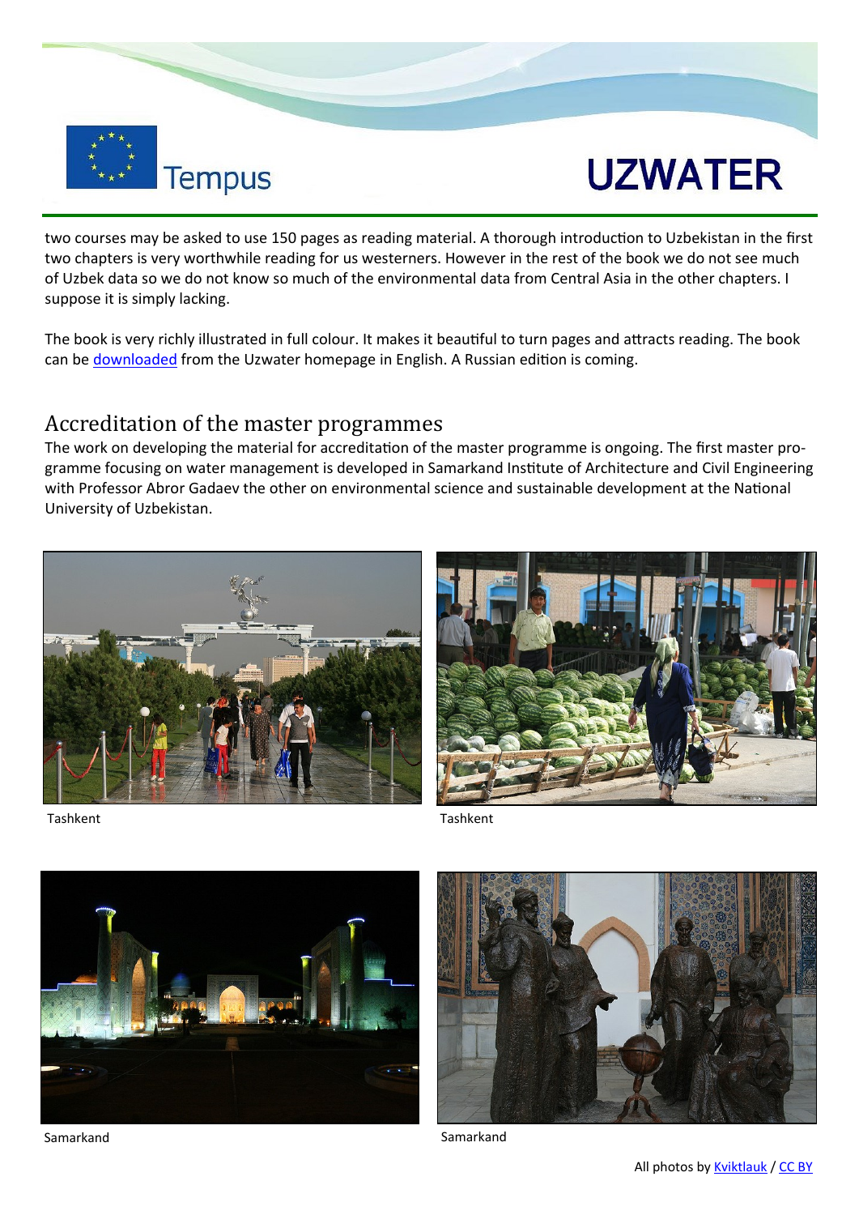two courses may be asked to use 150 pages as reading material. A thorough introduction to Uzbekistan in the first two chapters is very worthwhile reading for us westerners. However in the rest of the book we do not see much of Uzbek data so we do not know so much of the environmental data from Central Asia in the other chapters. I suppose it is simply lacking.

The book is very richly illustrated in full colour. It makes it beautiful to turn pages and attracts reading. The book can be downloaded from the Uzwater homepage in English. A Russian edition is coming.

## Accreditation of the master programmes

The work on developing the material for accreditation of the master programme is ongoing. The first master programme focusing on water management is developed in Samarkand Institute of Architecture and Civil Engineering with Professor Abror Gadaev the other on environmental science and sustainable development at the National University of Uzbekistan.

Tashkent

Tashkent

Samarkand

Samarkand

All photos by Kviktlauk / CC BY